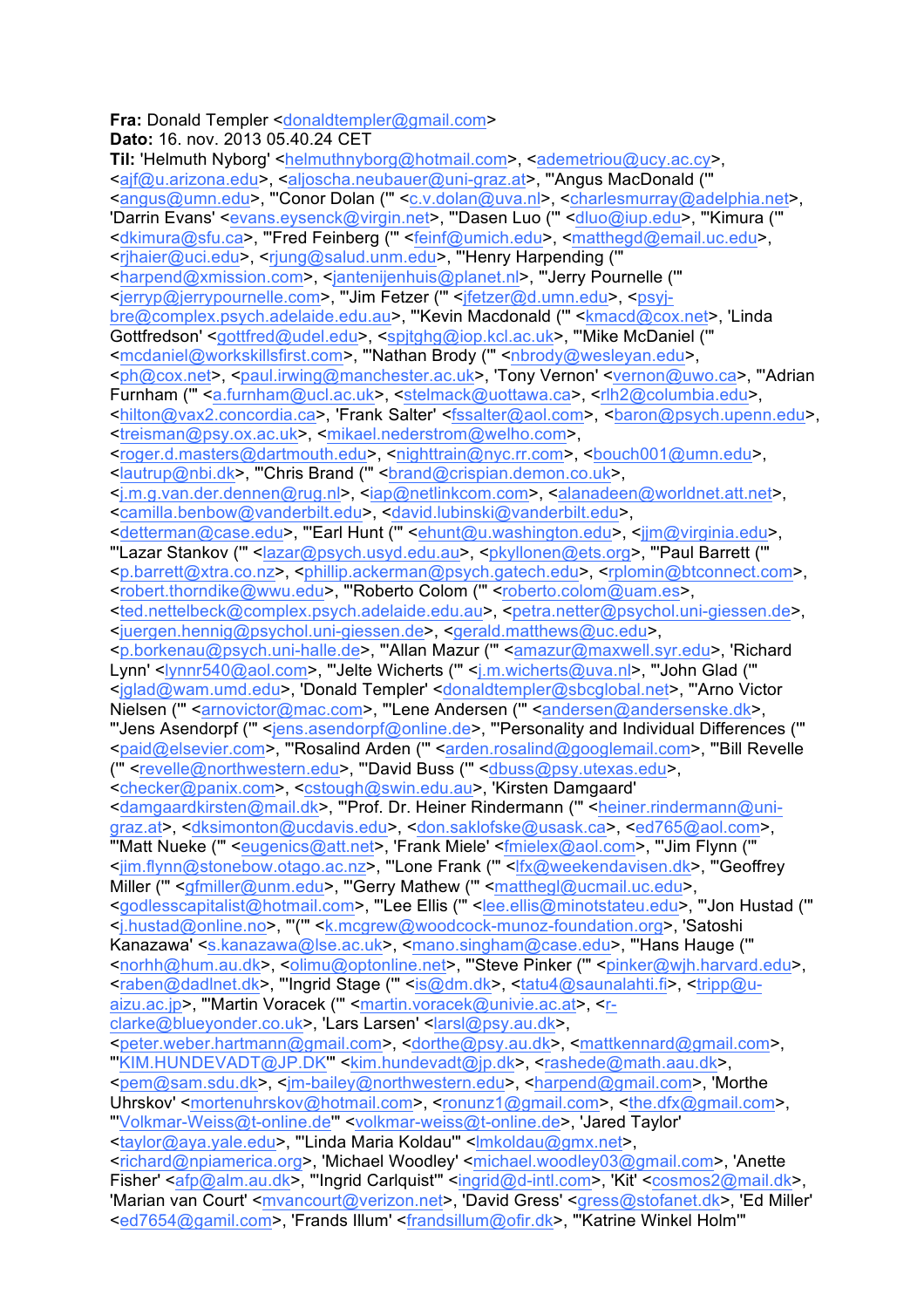**Fra:** Donald Templer <donaldtempler@gmail.com>
**Dato:** 16. nov. 2013 05.40.24 CET
**Til:** 'Helmuth Nyborg' <helmuthnyborg@hotmail.com>, <ademetriou@ucy.ac.cy>, <ajf@u.arizona.edu>, <aljoscha.neubauer@uni-graz.at>, "'Angus MacDonald (" <angus@umn.edu>, "'Conor Dolan (" <c.v.dolan@uva.nl>, <charlesmurray@adelphia.net>, 'Darrin Evans' <evans.eysenck@virgin.net>, "'Dasen Luo (" <dluo@iup.edu>, "'Kimura (" <dkimura@sfu.ca>, "'Fred Feinberg (" <feinf@umich.edu>, <matthegd@email.uc.edu>, <rjhaier@uci.edu>, <rjung@salud.unm.edu>, "'Henry Harpending (" <harpend@xmission.com>, <jantenijenhuis@planet.nl>, "'Jerry Pournelle (" <jerryp@jerrypournelle.com>, "'Jim Fetzer (" <jfetzer@d.umn.edu>, <psyj-bre@complex.psych.adelaide.edu.au>, "'Kevin Macdonald (" <kmacd@cox.net>, 'Linda Gottfredson' <gottfred@udel.edu>, <spjtghg@iop.kcl.ac.uk>, "'Mike McDaniel (" <mcdaniel@workskillsfirst.com>, "'Nathan Brody (" <nbrody@wesleyan.edu>, <ph@cox.net>, <paul.irwing@manchester.ac.uk>, 'Tony Vernon' <vernon@uwo.ca>, "'Adrian Furnham (" <a.furnham@ucl.ac.uk>, <stelmack@uottawa.ca>, <rlh2@columbia.edu>, <hilton@vax2.concordia.ca>, 'Frank Salter' <fssalter@aol.com>, <baron@psych.upenn.edu>, <treisman@psy.ox.ac.uk>, <mikael.nederstrom@welho.com>, <roger.d.masters@dartmouth.edu>, <nighttrain@nyc.rr.com>, <bouch001@umn.edu>, <lautrup@nbi.dk>, "'Chris Brand (" <brand@crispian.demon.co.uk>, <j.m.g.van.der.dennen@rug.nl>, <iap@netlinkcom.com>, <alanadeen@worldnet.att.net>, <camilla.benbow@vanderbilt.edu>, <david.lubinski@vanderbilt.edu>, <detterman@case.edu>, "'Earl Hunt (" <ehunt@u.washington.edu>, <jjm@virginia.edu>, "'Lazar Stankov (" <lazar@psych.usyd.edu.au>, <pkyllonen@ets.org>, "'Paul Barrett (" <p.barrett@xtra.co.nz>, <phillip.ackerman@psych.gatech.edu>, <rplomin@btconnect.com>, <robert.thorndike@wwu.edu>, "'Roberto Colom (" <roberto.colom@uam.es>, <ted.nettelbeck@complex.psych.adelaide.edu.au>, <petra.netter@psychol.uni-giessen.de>, <juergen.hennig@psychol.uni-giessen.de>, <gerald.matthews@uc.edu>, <p.borkenau@psych.uni-halle.de>, "'Allan Mazur (" <amazur@maxwell.syr.edu>, 'Richard Lynn' <lynnr540@aol.com>, "'Jelte Wicherts (" <j.m.wicherts@uva.nl>, "'John Glad (" <jglad@wam.umd.edu>, 'Donald Templer' <donaldtempler@sbcglobal.net>, "'Arno Victor Nielsen (" <arnovictor@mac.com>, "'Lene Andersen (" <andersen@andersenske.dk>, "'Jens Asendorpf (" <jens.asendorpf@online.de>, "'Personality and Individual Differences (" <paid@elsevier.com>, "'Rosalind Arden (" <arden.rosalind@googlemail.com>, "'Bill Revelle (" <revelle@northwestern.edu>, "'David Buss (" <dbuss@psy.utexas.edu>, <checker@panix.com>, <cstough@swin.edu.au>, 'Kirsten Damgaard' <damgaardkirsten@mail.dk>, "'Prof. Dr. Heiner Rindermann (" <heiner.rindermann@uni-graz.at>, <dksimonton@ucdavis.edu>, <don.saklofske@usask.ca>, <ed765@aol.com>, "'Matt Nueke (" <eugenics@att.net>, 'Frank Miele' <fmielex@aol.com>, "'Jim Flynn (" <jim.flynn@stonebow.otago.ac.nz>, "'Lone Frank (" <lfx@weekendavisen.dk>, "'Geoffrey Miller (" <gfmiller@unm.edu>, "'Gerry Mathew (" <matthegl@ucmail.uc.edu>, <godlesscapitalist@hotmail.com>, "'Lee Ellis (" <lee.ellis@minotstateu.edu>, "'Jon Hustad (" <j.hustad@online.no>, "'(" <k.mcgrew@woodcock-munoz-foundation.org>, 'Satoshi Kanazawa' <s.kanazawa@lse.ac.uk>, <mano.singham@case.edu>, "'Hans Hauge (" <norhh@hum.au.dk>, <olimu@optonline.net>, "'Steve Pinker (" <pinker@wjh.harvard.edu>, <raben@dadlnet.dk>, "'Ingrid Stage (" <is@dm.dk>, <tatu4@saunalahti.fi>, <tripp@u-aizu.ac.jp>, "'Martin Voracek (" <martin.voracek@univie.ac.at>, <r-clarke@blueyonder.co.uk>, 'Lars Larsen' <larsl@psy.au.dk>, <peter.weber.hartmann@gmail.com>, <dorthe@psy.au.dk>, <mattkennard@gmail.com>, "'KIM.HUNDEVADT@JP.DK'" <kim.hundevadt@jp.dk>, <rashede@math.aau.dk>, <pem@sam.sdu.dk>, <jm-bailey@northwestern.edu>, <harpend@gmail.com>, 'Morthe Uhrskov' <mortenuhrskov@hotmail.com>, <ronunz1@gmail.com>, <the.dfx@gmail.com>, "'Volkmar-Weiss@t-online.de'" <volkmar-weiss@t-online.de>, 'Jared Taylor' <taylor@aya.yale.edu>, "'Linda Maria Koldau'" <lmkoldau@gmx.net>, <richard@npiamerica.org>, 'Michael Woodley' <michael.woodley03@gmail.com>, 'Anette Fisher' <afp@alm.au.dk>, "'Ingrid Carlquist'" <ingrid@d-intl.com>, 'Kit' <cosmos2@mail.dk>, 'Marian van Court' <mvancourt@verizon.net>, 'David Gress' <gress@stofanet.dk>, 'Ed Miller' <ed7654@gamil.com>, 'Frands Illum' <frandsillum@ofir.dk>, "'Katrine Winkel Holm'"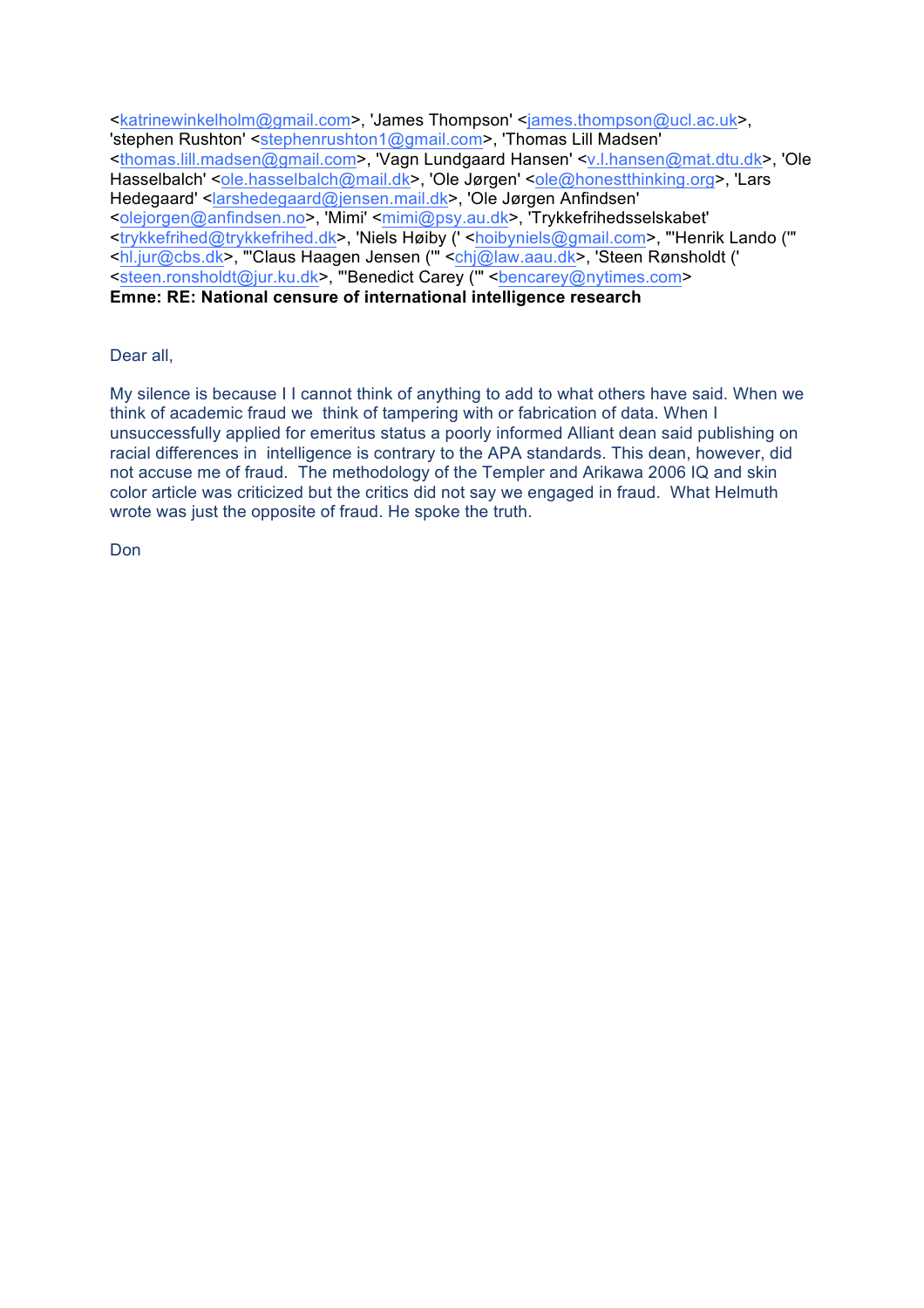<katrinewinkelholm@gmail.com>, 'James Thompson' <james.thompson@ucl.ac.uk>, 'stephen Rushton' <stephenrushton1@gmail.com>, 'Thomas Lill Madsen' <thomas.lill.madsen@gmail.com>, 'Vagn Lundgaard Hansen' <v.l.hansen@mat.dtu.dk>, 'Ole Hasselbalch' <ole.hasselbalch@mail.dk>, 'Ole Jørgen' <ole@honestthinking.org>, 'Lars Hedegaard' <larshedegaard@jensen.mail.dk>, 'Ole Jørgen Anfindsen' <olejorgen@anfindsen.no>, 'Mimi' <mimi@psy.au.dk>, 'Trykkefrihedsselskabet' <trykkefrihed@trykkefrihed.dk>, 'Niels Høiby (' <hoibyniels@gmail.com>, '"Henrik Lando ('" <hl.jur@cbs.dk>, '"Claus Haagen Jensen ('" <chj@law.aau.dk>, 'Steen Rønsholdt (' <steen.ronsholdt@jur.ku.dk>, '"Benedict Carey ('" <bencarey@nytimes.com>

**Emne: RE: National censure of international intelligence research**

Dear all,

My silence is because I I cannot think of anything to add to what others have said. When we think of academic fraud we think of tampering with or fabrication of data. When I unsuccessfully applied for emeritus status a poorly informed Alliant dean said publishing on racial differences in intelligence is contrary to the APA standards. This dean, however, did not accuse me of fraud. The methodology of the Templer and Arikawa 2006 IQ and skin color article was criticized but the critics did not say we engaged in fraud. What Helmuth wrote was just the opposite of fraud. He spoke the truth.

Don